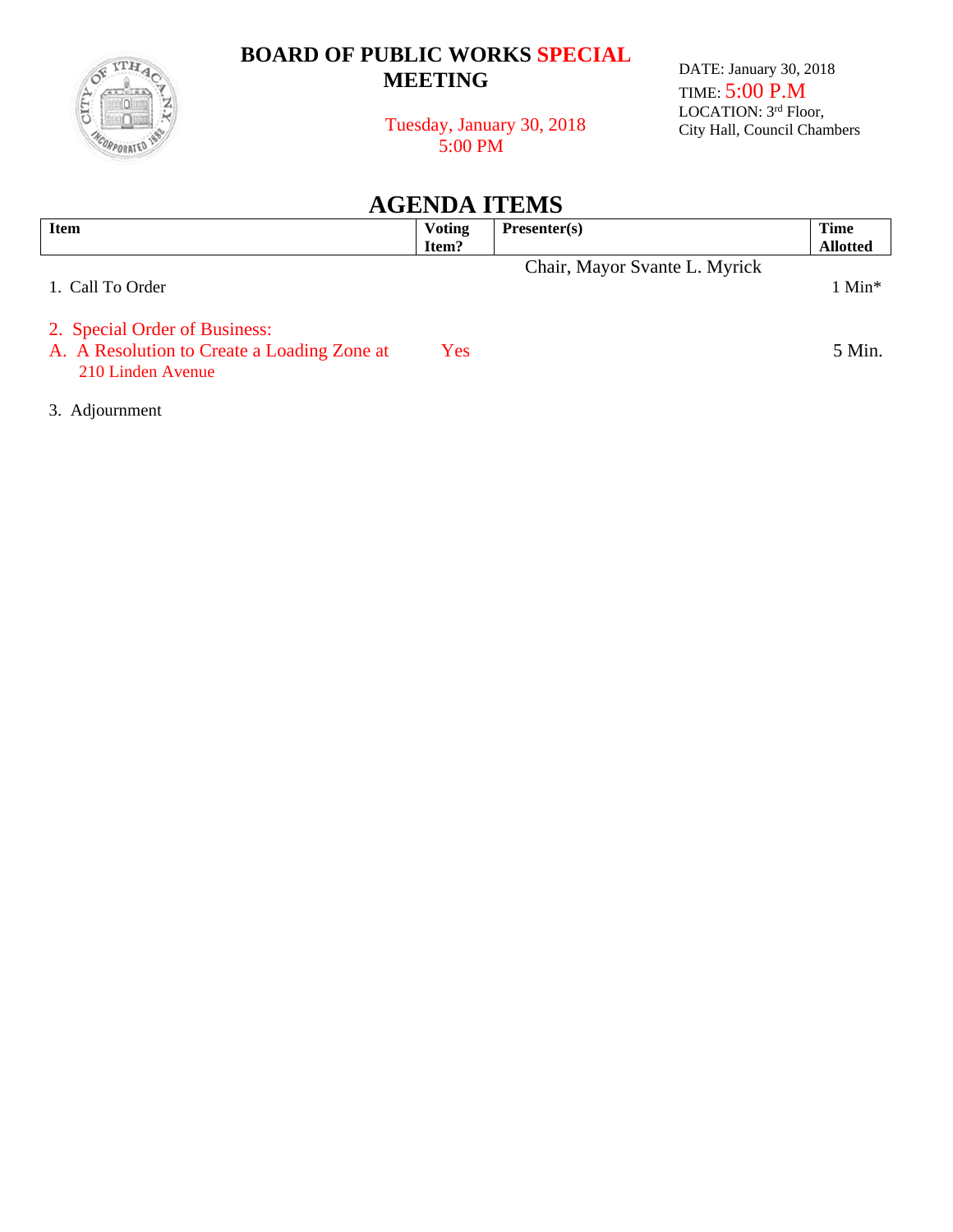# BOARD OF PUBLIC WORKS SPECIAL MEETING

Tuesday, January 30, 2018
5:00 PM

DATE: January 30, 2018
TIME: 5:00 P.M
LOCATION: 3rd Floor,
City Hall, Council Chambers

## AGENDA ITEMS

| Item | Voting Item? | Presenter(s) | Time Allotted |
|---|---|---|---|
| 1. Call To Order | | Chair, Mayor Svante L. Myrick | 1 Min* |
| 2. Special Order of Business: | | | |
| A. A Resolution to Create a Loading Zone at 210 Linden Avenue | Yes | | 5 Min. |
| 3. Adjournment | | | |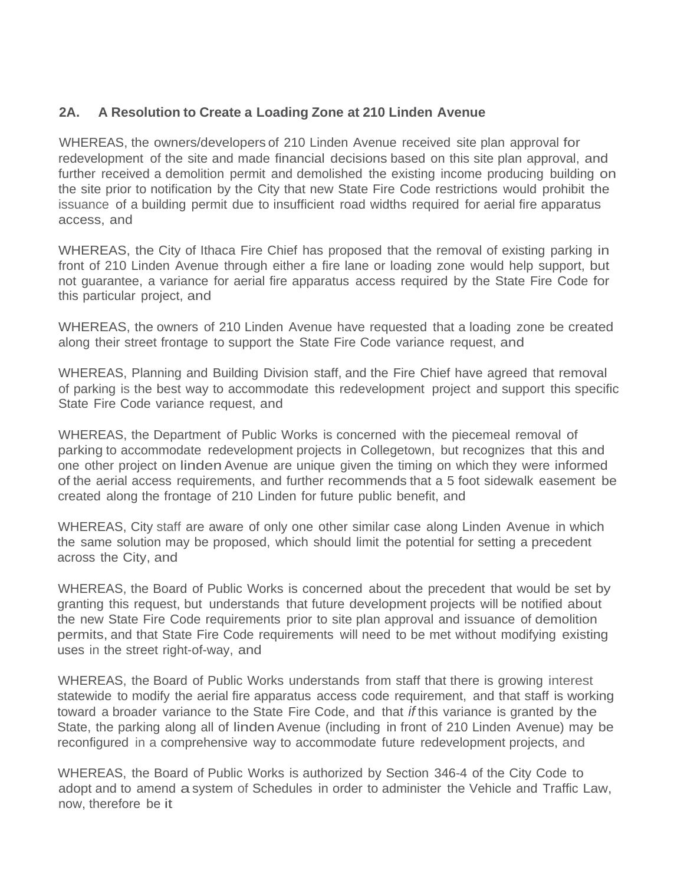## 2A. A Resolution to Create a Loading Zone at 210 Linden Avenue

WHEREAS, the owners/developers of 210 Linden Avenue received site plan approval for redevelopment of the site and made financial decisions based on this site plan approval, and further received a demolition permit and demolished the existing income producing building on the site prior to notification by the City that new State Fire Code restrictions would prohibit the issuance of a building permit due to insufficient road widths required for aerial fire apparatus access, and

WHEREAS, the City of Ithaca Fire Chief has proposed that the removal of existing parking in front of 210 Linden Avenue through either a fire lane or loading zone would help support, but not guarantee, a variance for aerial fire apparatus access required by the State Fire Code for this particular project, and

WHEREAS, the owners of 210 Linden Avenue have requested that a loading zone be created along their street frontage to support the State Fire Code variance request, and

WHEREAS, Planning and Building Division staff, and the Fire Chief have agreed that removal of parking is the best way to accommodate this redevelopment project and support this specific State Fire Code variance request, and

WHEREAS, the Department of Public Works is concerned with the piecemeal removal of parking to accommodate redevelopment projects in Collegetown, but recognizes that this and one other project on linden Avenue are unique given the timing on which they were informed of the aerial access requirements, and further recommends that a 5 foot sidewalk easement be created along the frontage of 210 Linden for future public benefit, and

WHEREAS, City staff are aware of only one other similar case along Linden Avenue in which the same solution may be proposed, which should limit the potential for setting a precedent across the City, and

WHEREAS, the Board of Public Works is concerned about the precedent that would be set by granting this request, but understands that future development projects will be notified about the new State Fire Code requirements prior to site plan approval and issuance of demolition permits, and that State Fire Code requirements will need to be met without modifying existing uses in the street right-of-way, and

WHEREAS, the Board of Public Works understands from staff that there is growing interest statewide to modify the aerial fire apparatus access code requirement, and that staff is working toward a broader variance to the State Fire Code, and that *if* this variance is granted by the State, the parking along all of linden Avenue (including in front of 210 Linden Avenue) may be reconfigured in a comprehensive way to accommodate future redevelopment projects, and

WHEREAS, the Board of Public Works is authorized by Section 346-4 of the City Code to adopt and to amend a system of Schedules in order to administer the Vehicle and Traffic Law, now, therefore be it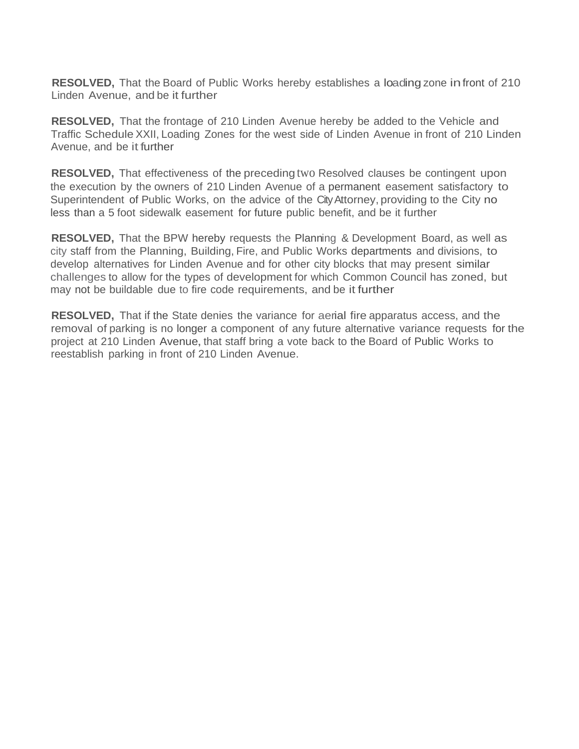**RESOLVED,** That the Board of Public Works hereby establishes a loading zone in front of 210 Linden Avenue, and be it further

**RESOLVED,** That the frontage of 210 Linden Avenue hereby be added to the Vehicle and Traffic Schedule XXII, Loading Zones for the west side of Linden Avenue in front of 210 Linden Avenue, and be it further

**RESOLVED,** That effectiveness of the preceding two Resolved clauses be contingent upon the execution by the owners of 210 Linden Avenue of a permanent easement satisfactory to Superintendent of Public Works, on the advice of the City Attorney, providing to the City no less than a 5 foot sidewalk easement for future public benefit, and be it further

**RESOLVED,** That the BPW hereby requests the Planning & Development Board, as well as city staff from the Planning, Building, Fire, and Public Works departments and divisions, to develop alternatives for Linden Avenue and for other city blocks that may present similar challenges to allow for the types of development for which Common Council has zoned, but may not be buildable due to fire code requirements, and be it further

**RESOLVED,** That if the State denies the variance for aerial fire apparatus access, and the removal of parking is no longer a component of any future alternative variance requests for the project at 210 Linden Avenue, that staff bring a vote back to the Board of Public Works to reestablish parking in front of 210 Linden Avenue.